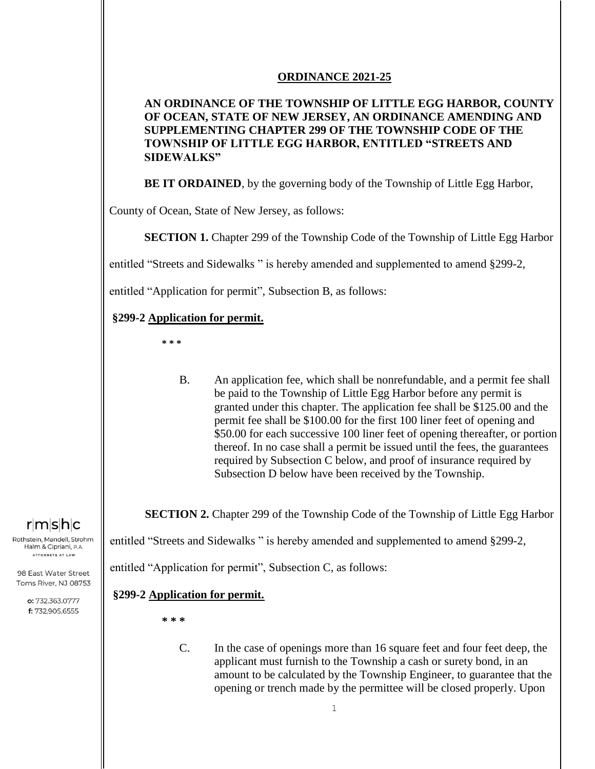**ORDINANCE 2021-25**

**AN ORDINANCE OF THE TOWNSHIP OF LITTLE EGG HARBOR, COUNTY OF OCEAN, STATE OF NEW JERSEY, AN ORDINANCE AMENDING AND SUPPLEMENTING CHAPTER 299 OF THE TOWNSHIP CODE OF THE TOWNSHIP OF LITTLE EGG HARBOR, ENTITLED "STREETS AND SIDEWALKS"**

**BE IT ORDAINED**, by the governing body of the Township of Little Egg Harbor, County of Ocean, State of New Jersey, as follows:

**SECTION 1.** Chapter 299 of the Township Code of the Township of Little Egg Harbor entitled "Streets and Sidewalks " is hereby amended and supplemented to amend §299-2, entitled "Application for permit", Subsection B, as follows:

**§299-2 Application for permit.**

**\* \* \***

B. An application fee, which shall be nonrefundable, and a permit fee shall be paid to the Township of Little Egg Harbor before any permit is granted under this chapter. The application fee shall be $125.00 and the permit fee shall be $100.00 for the first 100 liner feet of opening and $50.00 for each successive 100 liner feet of opening thereafter, or portion thereof. In no case shall a permit be issued until the fees, the guarantees required by Subsection C below, and proof of insurance required by Subsection D below have been received by the Township.

**SECTION 2.** Chapter 299 of the Township Code of the Township of Little Egg Harbor entitled "Streets and Sidewalks " is hereby amended and supplemented to amend §299-2, entitled "Application for permit", Subsection C, as follows:

**§299-2 Application for permit.**

**\* \* \***

C. In the case of openings more than 16 square feet and four feet deep, the applicant must furnish to the Township a cash or surety bond, in an amount to be calculated by the Township Engineer, to guarantee that the opening or trench made by the permittee will be closed properly. Upon

r|m|s|h|c
Rothstein, Mandell, Strohm Halm & Cipriani, P.A.
ATTORNEYS AT LAW

98 East Water Street
Toms River, NJ 08753

o: 732.363.0777
f: 732.905.6555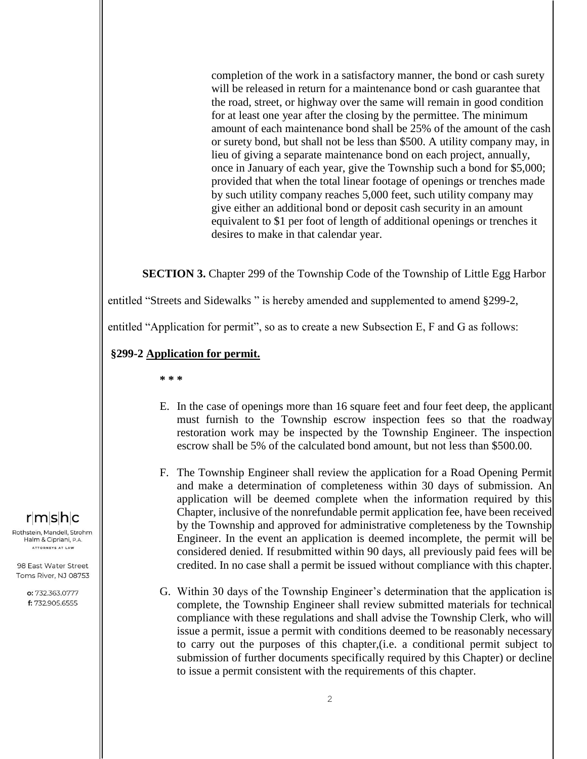completion of the work in a satisfactory manner, the bond or cash surety will be released in return for a maintenance bond or cash guarantee that the road, street, or highway over the same will remain in good condition for at least one year after the closing by the permittee. The minimum amount of each maintenance bond shall be 25% of the amount of the cash or surety bond, but shall not be less than $500. A utility company may, in lieu of giving a separate maintenance bond on each project, annually, once in January of each year, give the Township such a bond for $5,000; provided that when the total linear footage of openings or trenches made by such utility company reaches 5,000 feet, such utility company may give either an additional bond or deposit cash security in an amount equivalent to $1 per foot of length of additional openings or trenches it desires to make in that calendar year.

**SECTION 3.** Chapter 299 of the Township Code of the Township of Little Egg Harbor entitled "Streets and Sidewalks " is hereby amended and supplemented to amend §299-2, entitled "Application for permit", so as to create a new Subsection E, F and G as follows:

**§299-2 Application for permit.**

**\* \* \***

E. In the case of openings more than 16 square feet and four feet deep, the applicant must furnish to the Township escrow inspection fees so that the roadway restoration work may be inspected by the Township Engineer. The inspection escrow shall be 5% of the calculated bond amount, but not less than $500.00.

F. The Township Engineer shall review the application for a Road Opening Permit and make a determination of completeness within 30 days of submission. An application will be deemed complete when the information required by this Chapter, inclusive of the nonrefundable permit application fee, have been received by the Township and approved for administrative completeness by the Township Engineer. In the event an application is deemed incomplete, the permit will be considered denied. If resubmitted within 90 days, all previously paid fees will be credited. In no case shall a permit be issued without compliance with this chapter.

G. Within 30 days of the Township Engineer's determination that the application is complete, the Township Engineer shall review submitted materials for technical compliance with these regulations and shall advise the Township Clerk, who will issue a permit, issue a permit with conditions deemed to be reasonably necessary to carry out the purposes of this chapter,(i.e. a conditional permit subject to submission of further documents specifically required by this Chapter) or decline to issue a permit consistent with the requirements of this chapter.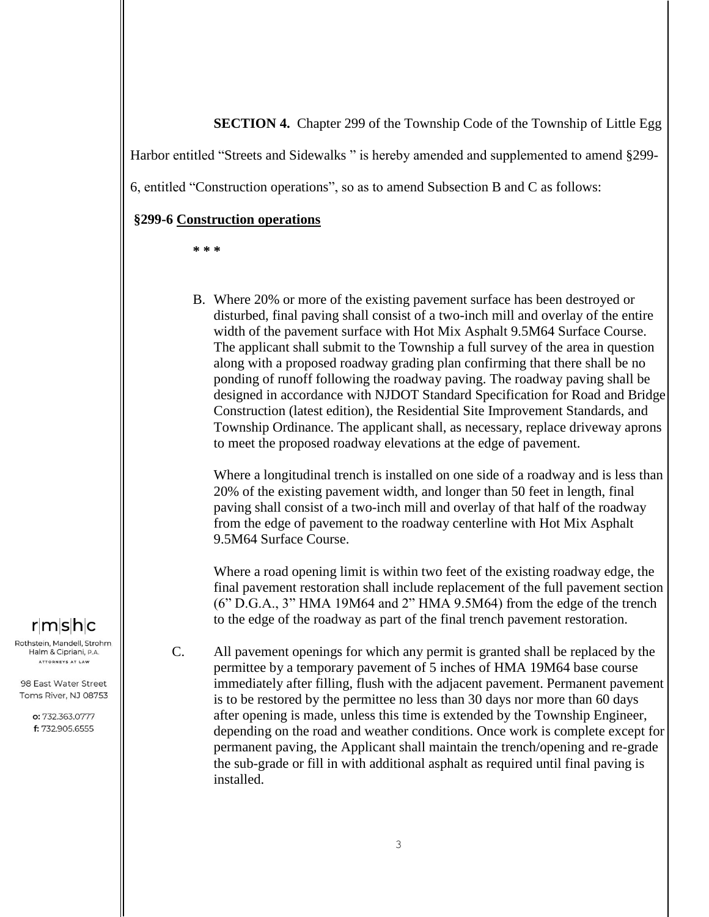**SECTION 4.** Chapter 299 of the Township Code of the Township of Little Egg Harbor entitled "Streets and Sidewalks " is hereby amended and supplemented to amend §299-6, entitled "Construction operations", so as to amend Subsection B and C as follows:

**§299-6 <u>Construction operations</u>**

**\* \* \***

B. Where 20% or more of the existing pavement surface has been destroyed or disturbed, final paving shall consist of a two-inch mill and overlay of the entire width of the pavement surface with Hot Mix Asphalt 9.5M64 Surface Course. The applicant shall submit to the Township a full survey of the area in question along with a proposed roadway grading plan confirming that there shall be no ponding of runoff following the roadway paving. The roadway paving shall be designed in accordance with NJDOT Standard Specification for Road and Bridge Construction (latest edition), the Residential Site Improvement Standards, and Township Ordinance. The applicant shall, as necessary, replace driveway aprons to meet the proposed roadway elevations at the edge of pavement.

Where a longitudinal trench is installed on one side of a roadway and is less than 20% of the existing pavement width, and longer than 50 feet in length, final paving shall consist of a two-inch mill and overlay of that half of the roadway from the edge of pavement to the roadway centerline with Hot Mix Asphalt 9.5M64 Surface Course.

Where a road opening limit is within two feet of the existing roadway edge, the final pavement restoration shall include replacement of the full pavement section (6" D.G.A., 3" HMA 19M64 and 2" HMA 9.5M64) from the edge of the trench to the edge of the roadway as part of the final trench pavement restoration.

C. All pavement openings for which any permit is granted shall be replaced by the permittee by a temporary pavement of 5 inches of HMA 19M64 base course immediately after filling, flush with the adjacent pavement. Permanent pavement is to be restored by the permittee no less than 30 days nor more than 60 days after opening is made, unless this time is extended by the Township Engineer, depending on the road and weather conditions. Once work is complete except for permanent paving, the Applicant shall maintain the trench/opening and re-grade the sub-grade or fill in with additional asphalt as required until final paving is installed.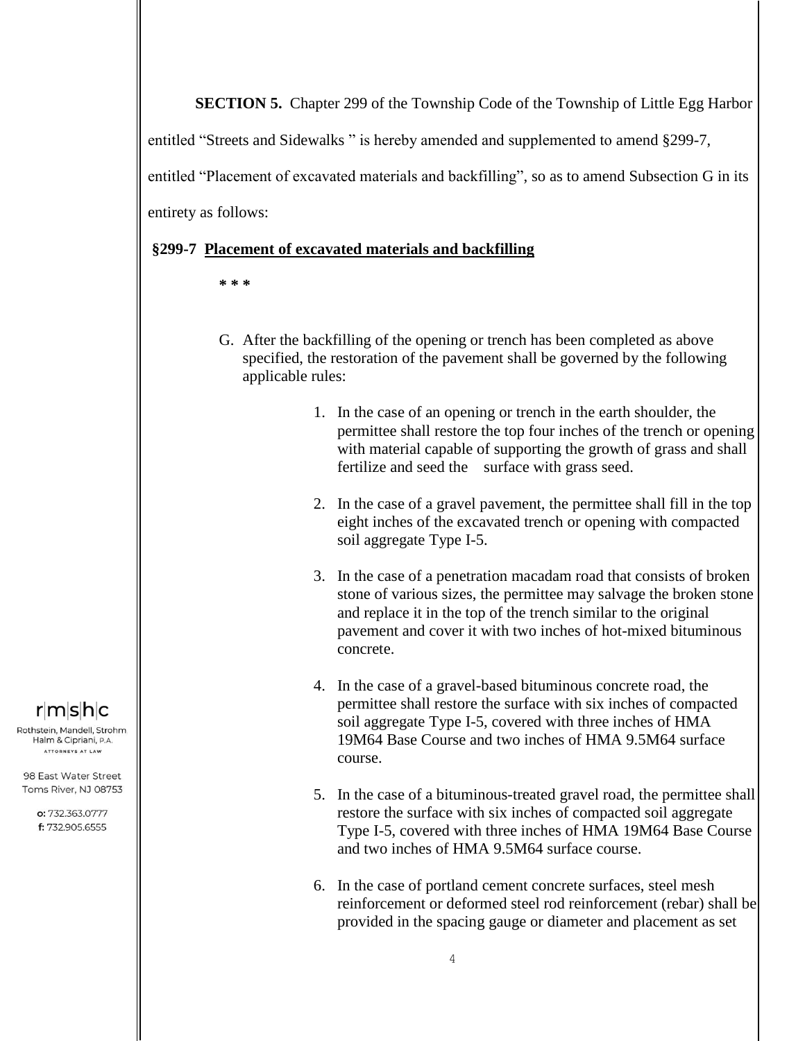**SECTION 5.** Chapter 299 of the Township Code of the Township of Little Egg Harbor entitled "Streets and Sidewalks " is hereby amended and supplemented to amend §299-7, entitled "Placement of excavated materials and backfilling", so as to amend Subsection G in its entirety as follows:

**§299-7 Placement of excavated materials and backfilling**

**\* \* \***

G. After the backfilling of the opening or trench has been completed as above specified, the restoration of the pavement shall be governed by the following applicable rules:

1. In the case of an opening or trench in the earth shoulder, the permittee shall restore the top four inches of the trench or opening with material capable of supporting the growth of grass and shall fertilize and seed the surface with grass seed.

2. In the case of a gravel pavement, the permittee shall fill in the top eight inches of the excavated trench or opening with compacted soil aggregate Type I-5.

3. In the case of a penetration macadam road that consists of broken stone of various sizes, the permittee may salvage the broken stone and replace it in the top of the trench similar to the original pavement and cover it with two inches of hot-mixed bituminous concrete.

4. In the case of a gravel-based bituminous concrete road, the permittee shall restore the surface with six inches of compacted soil aggregate Type I-5, covered with three inches of HMA 19M64 Base Course and two inches of HMA 9.5M64 surface course.

5. In the case of a bituminous-treated gravel road, the permittee shall restore the surface with six inches of compacted soil aggregate Type I-5, covered with three inches of HMA 19M64 Base Course and two inches of HMA 9.5M64 surface course.

6. In the case of portland cement concrete surfaces, steel mesh reinforcement or deformed steel rod reinforcement (rebar) shall be provided in the spacing gauge or diameter and placement as set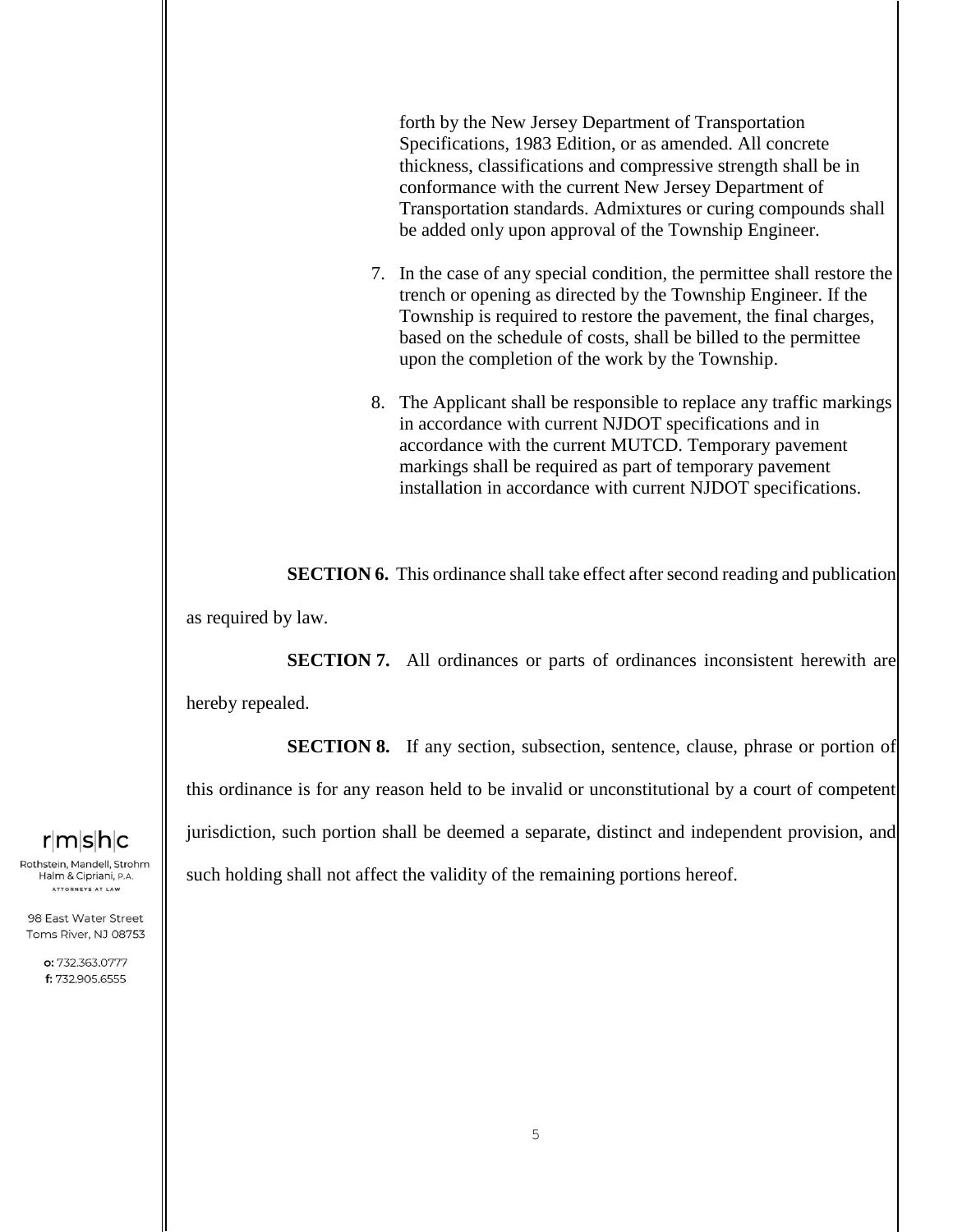forth by the New Jersey Department of Transportation Specifications, 1983 Edition, or as amended. All concrete thickness, classifications and compressive strength shall be in conformance with the current New Jersey Department of Transportation standards. Admixtures or curing compounds shall be added only upon approval of the Township Engineer.

7. In the case of any special condition, the permittee shall restore the trench or opening as directed by the Township Engineer. If the Township is required to restore the pavement, the final charges, based on the schedule of costs, shall be billed to the permittee upon the completion of the work by the Township.

8. The Applicant shall be responsible to replace any traffic markings in accordance with current NJDOT specifications and in accordance with the current MUTCD. Temporary pavement markings shall be required as part of temporary pavement installation in accordance with current NJDOT specifications.

**SECTION 6.** This ordinance shall take effect after second reading and publication as required by law.

**SECTION 7.** All ordinances or parts of ordinances inconsistent herewith are hereby repealed.

**SECTION 8.** If any section, subsection, sentence, clause, phrase or portion of this ordinance is for any reason held to be invalid or unconstitutional by a court of competent jurisdiction, such portion shall be deemed a separate, distinct and independent provision, and such holding shall not affect the validity of the remaining portions hereof.

r|m|s|h|c
Rothstein, Mandell, Strohm Halm & Cipriani, P.A.
ATTORNEYS AT LAW

98 East Water Street
Toms River, NJ 08753

o: 732.363.0777
f: 732.905.6555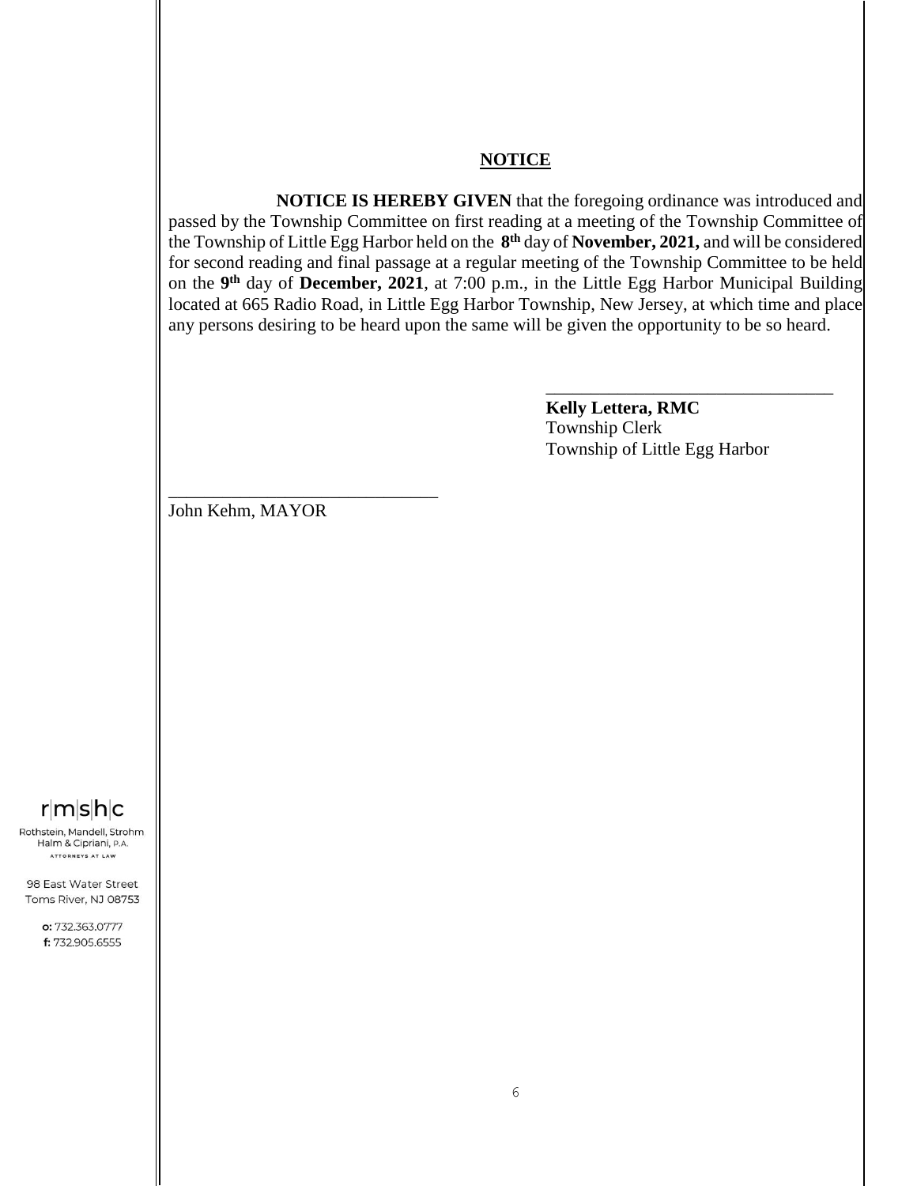**NOTICE**

**NOTICE IS HEREBY GIVEN** that the foregoing ordinance was introduced and passed by the Township Committee on first reading at a meeting of the Township Committee of the Township of Little Egg Harbor held on the **8th** day of **November, 2021,** and will be considered for second reading and final passage at a regular meeting of the Township Committee to be held on the **9th** day of **December, 2021**, at 7:00 p.m., in the Little Egg Harbor Municipal Building located at 665 Radio Road, in Little Egg Harbor Township, New Jersey, at which time and place any persons desiring to be heard upon the same will be given the opportunity to be so heard.

\_\_\_\_\_\_\_\_\_\_\_\_\_\_\_\_\_\_\_\_\_\_\_\_\_\_\_\_\_\_\_\_
**Kelly Lettera, RMC**
Township Clerk
Township of Little Egg Harbor

\_\_\_\_\_\_\_\_\_\_\_\_\_\_\_\_\_\_\_\_\_\_\_\_\_\_\_\_\_\_\_\_
John Kehm, MAYOR

r|m|s|h|c

Rothstein, Mandell, Strohm
Halm & Cipriani, P.A.
ATTORNEYS AT LAW

98 East Water Street
Toms River, NJ 08753

o: 732.363.0777
f: 732.905.6555